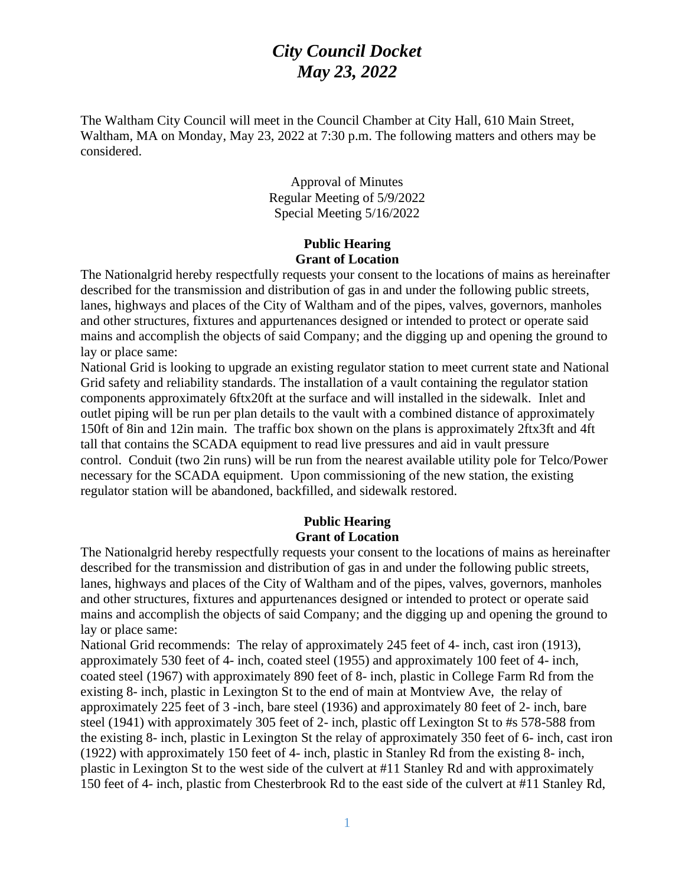# *City Council Docket*
# *May 23, 2022*

The Waltham City Council will meet in the Council Chamber at City Hall, 610 Main Street, Waltham, MA on Monday, May 23, 2022 at 7:30 p.m. The following matters and others may be considered.

Approval of Minutes
Regular Meeting of 5/9/2022
Special Meeting 5/16/2022

**Public Hearing**
**Grant of Location**

The Nationalgrid hereby respectfully requests your consent to the locations of mains as hereinafter described for the transmission and distribution of gas in and under the following public streets, lanes, highways and places of the City of Waltham and of the pipes, valves, governors, manholes and other structures, fixtures and appurtenances designed or intended to protect or operate said mains and accomplish the objects of said Company; and the digging up and opening the ground to lay or place same:

National Grid is looking to upgrade an existing regulator station to meet current state and National Grid safety and reliability standards. The installation of a vault containing the regulator station components approximately 6ftx20ft at the surface and will installed in the sidewalk. Inlet and outlet piping will be run per plan details to the vault with a combined distance of approximately 150ft of 8in and 12in main. The traffic box shown on the plans is approximately 2ftx3ft and 4ft tall that contains the SCADA equipment to read live pressures and aid in vault pressure control. Conduit (two 2in runs) will be run from the nearest available utility pole for Telco/Power necessary for the SCADA equipment. Upon commissioning of the new station, the existing regulator station will be abandoned, backfilled, and sidewalk restored.

**Public Hearing**
**Grant of Location**

The Nationalgrid hereby respectfully requests your consent to the locations of mains as hereinafter described for the transmission and distribution of gas in and under the following public streets, lanes, highways and places of the City of Waltham and of the pipes, valves, governors, manholes and other structures, fixtures and appurtenances designed or intended to protect or operate said mains and accomplish the objects of said Company; and the digging up and opening the ground to lay or place same:

National Grid recommends: The relay of approximately 245 feet of 4- inch, cast iron (1913), approximately 530 feet of 4- inch, coated steel (1955) and approximately 100 feet of 4- inch, coated steel (1967) with approximately 890 feet of 8- inch, plastic in College Farm Rd from the existing 8- inch, plastic in Lexington St to the end of main at Montview Ave, the relay of approximately 225 feet of 3 -inch, bare steel (1936) and approximately 80 feet of 2- inch, bare steel (1941) with approximately 305 feet of 2- inch, plastic off Lexington St to #s 578-588 from the existing 8- inch, plastic in Lexington St the relay of approximately 350 feet of 6- inch, cast iron (1922) with approximately 150 feet of 4- inch, plastic in Stanley Rd from the existing 8- inch, plastic in Lexington St to the west side of the culvert at #11 Stanley Rd and with approximately 150 feet of 4- inch, plastic from Chesterbrook Rd to the east side of the culvert at #11 Stanley Rd,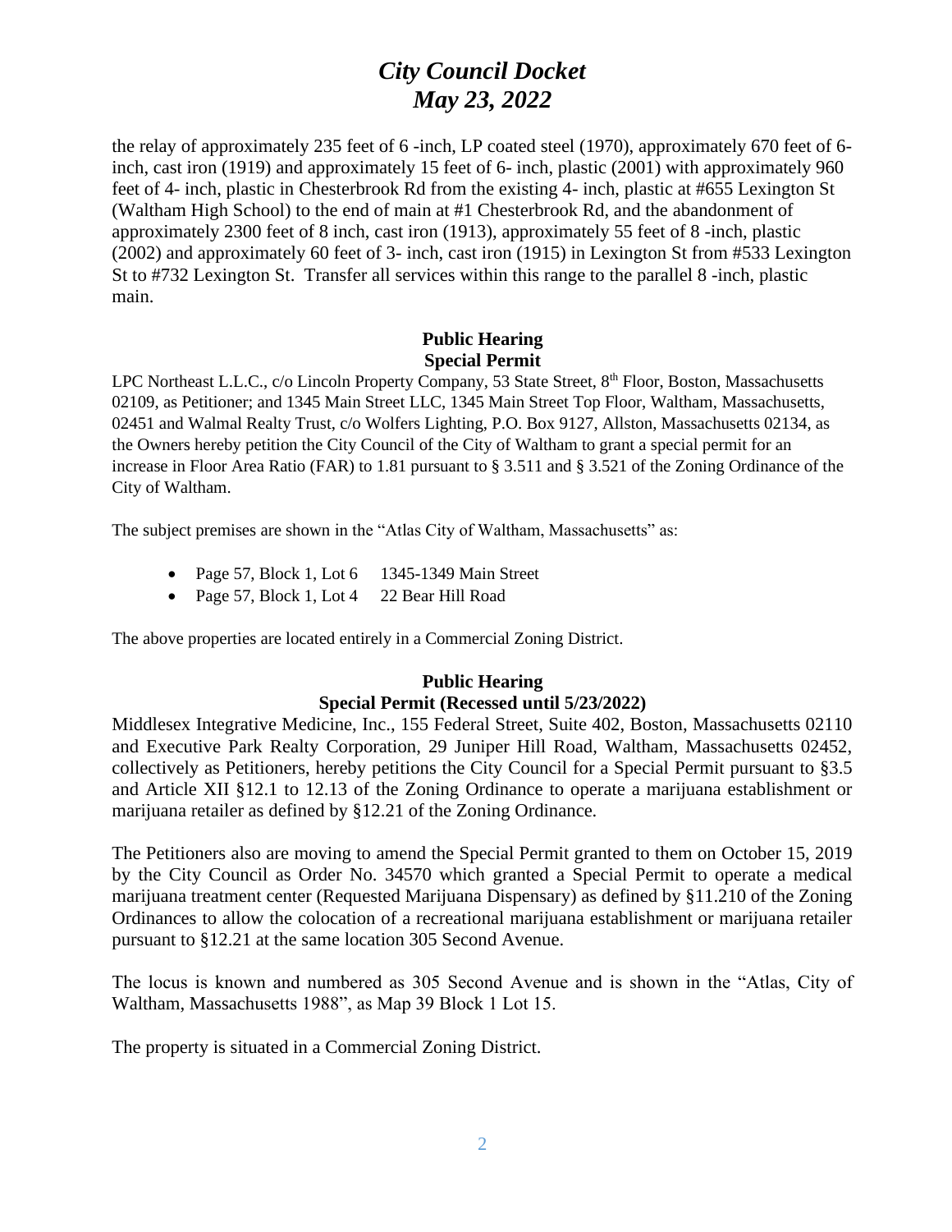the relay of approximately 235 feet of 6 -inch, LP coated steel (1970), approximately 670 feet of 6-inch, cast iron (1919) and approximately 15 feet of 6- inch, plastic (2001) with approximately 960 feet of 4- inch, plastic in Chesterbrook Rd from the existing 4- inch, plastic at #655 Lexington St (Waltham High School) to the end of main at #1 Chesterbrook Rd, and the abandonment of approximately 2300 feet of 8 inch, cast iron (1913), approximately 55 feet of 8 -inch, plastic (2002) and approximately 60 feet of 3- inch, cast iron (1915) in Lexington St from #533 Lexington St to #732 Lexington St. Transfer all services within this range to the parallel 8 -inch, plastic main.

**Public Hearing**
**Special Permit**

LPC Northeast L.L.C., c/o Lincoln Property Company, 53 State Street, 8th Floor, Boston, Massachusetts 02109, as Petitioner; and 1345 Main Street LLC, 1345 Main Street Top Floor, Waltham, Massachusetts, 02451 and Walmal Realty Trust, c/o Wolfers Lighting, P.O. Box 9127, Allston, Massachusetts 02134, as the Owners hereby petition the City Council of the City of Waltham to grant a special permit for an increase in Floor Area Ratio (FAR) to 1.81 pursuant to § 3.511 and § 3.521 of the Zoning Ordinance of the City of Waltham.

The subject premises are shown in the "Atlas City of Waltham, Massachusetts" as:

- Page 57, Block 1, Lot 6 1345-1349 Main Street
- Page 57, Block 1, Lot 4 22 Bear Hill Road

The above properties are located entirely in a Commercial Zoning District.

**Public Hearing**
**Special Permit (Recessed until 5/23/2022)**

Middlesex Integrative Medicine, Inc., 155 Federal Street, Suite 402, Boston, Massachusetts 02110 and Executive Park Realty Corporation, 29 Juniper Hill Road, Waltham, Massachusetts 02452, collectively as Petitioners, hereby petitions the City Council for a Special Permit pursuant to §3.5 and Article XII §12.1 to 12.13 of the Zoning Ordinance to operate a marijuana establishment or marijuana retailer as defined by §12.21 of the Zoning Ordinance.

The Petitioners also are moving to amend the Special Permit granted to them on October 15, 2019 by the City Council as Order No. 34570 which granted a Special Permit to operate a medical marijuana treatment center (Requested Marijuana Dispensary) as defined by §11.210 of the Zoning Ordinances to allow the colocation of a recreational marijuana establishment or marijuana retailer pursuant to §12.21 at the same location 305 Second Avenue.

The locus is known and numbered as 305 Second Avenue and is shown in the "Atlas, City of Waltham, Massachusetts 1988", as Map 39 Block 1 Lot 15.

The property is situated in a Commercial Zoning District.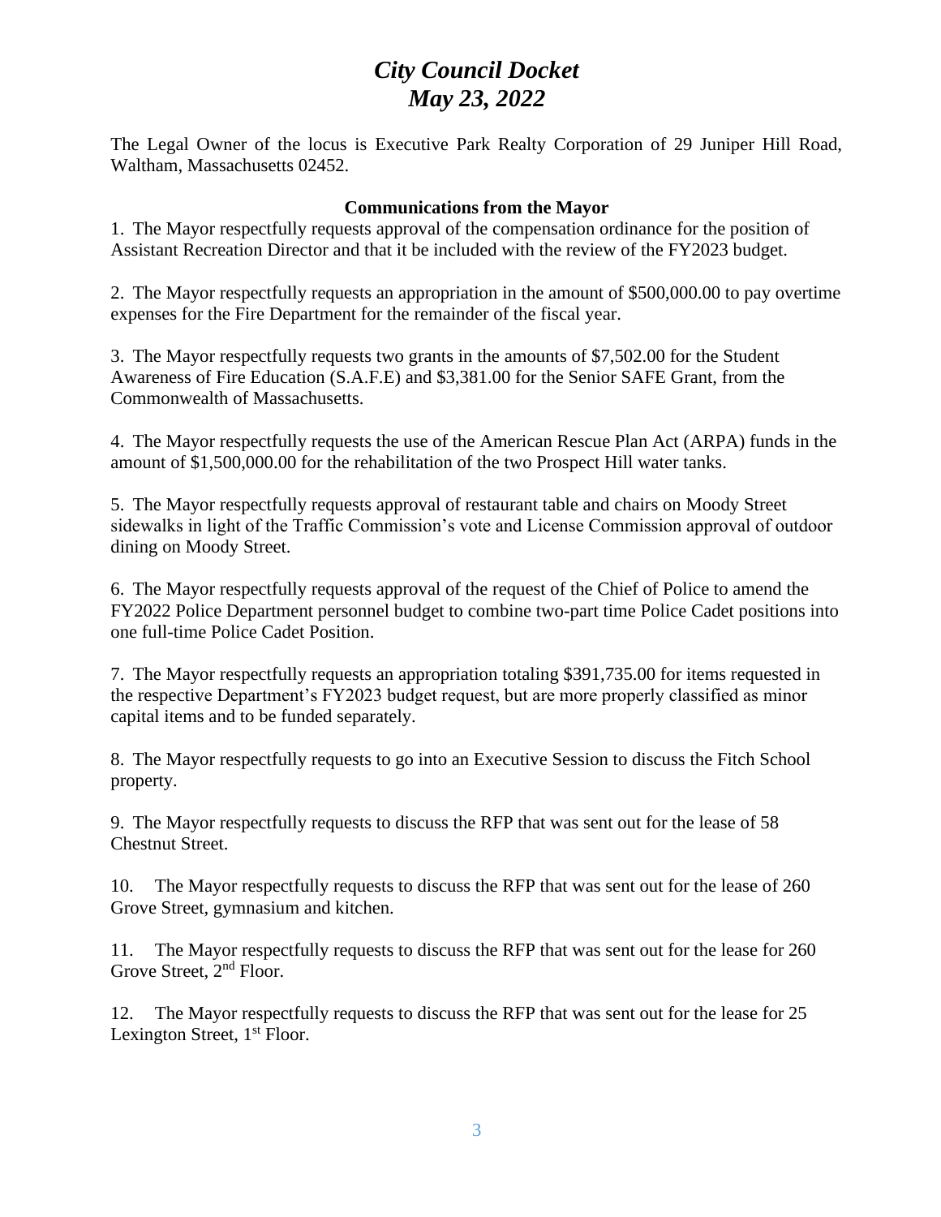The Legal Owner of the locus is Executive Park Realty Corporation of 29 Juniper Hill Road, Waltham, Massachusetts 02452.

**Communications from the Mayor**

1. The Mayor respectfully requests approval of the compensation ordinance for the position of Assistant Recreation Director and that it be included with the review of the FY2023 budget.

2. The Mayor respectfully requests an appropriation in the amount of $500,000.00 to pay overtime expenses for the Fire Department for the remainder of the fiscal year.

3. The Mayor respectfully requests two grants in the amounts of $7,502.00 for the Student Awareness of Fire Education (S.A.F.E) and $3,381.00 for the Senior SAFE Grant, from the Commonwealth of Massachusetts.

4. The Mayor respectfully requests the use of the American Rescue Plan Act (ARPA) funds in the amount of $1,500,000.00 for the rehabilitation of the two Prospect Hill water tanks.

5. The Mayor respectfully requests approval of restaurant table and chairs on Moody Street sidewalks in light of the Traffic Commission's vote and License Commission approval of outdoor dining on Moody Street.

6. The Mayor respectfully requests approval of the request of the Chief of Police to amend the FY2022 Police Department personnel budget to combine two-part time Police Cadet positions into one full-time Police Cadet Position.

7. The Mayor respectfully requests an appropriation totaling $391,735.00 for items requested in the respective Department's FY2023 budget request, but are more properly classified as minor capital items and to be funded separately.

8. The Mayor respectfully requests to go into an Executive Session to discuss the Fitch School property.

9. The Mayor respectfully requests to discuss the RFP that was sent out for the lease of 58 Chestnut Street.

10. The Mayor respectfully requests to discuss the RFP that was sent out for the lease of 260 Grove Street, gymnasium and kitchen.

11. The Mayor respectfully requests to discuss the RFP that was sent out for the lease for 260 Grove Street, 2nd Floor.

12. The Mayor respectfully requests to discuss the RFP that was sent out for the lease for 25 Lexington Street, 1st Floor.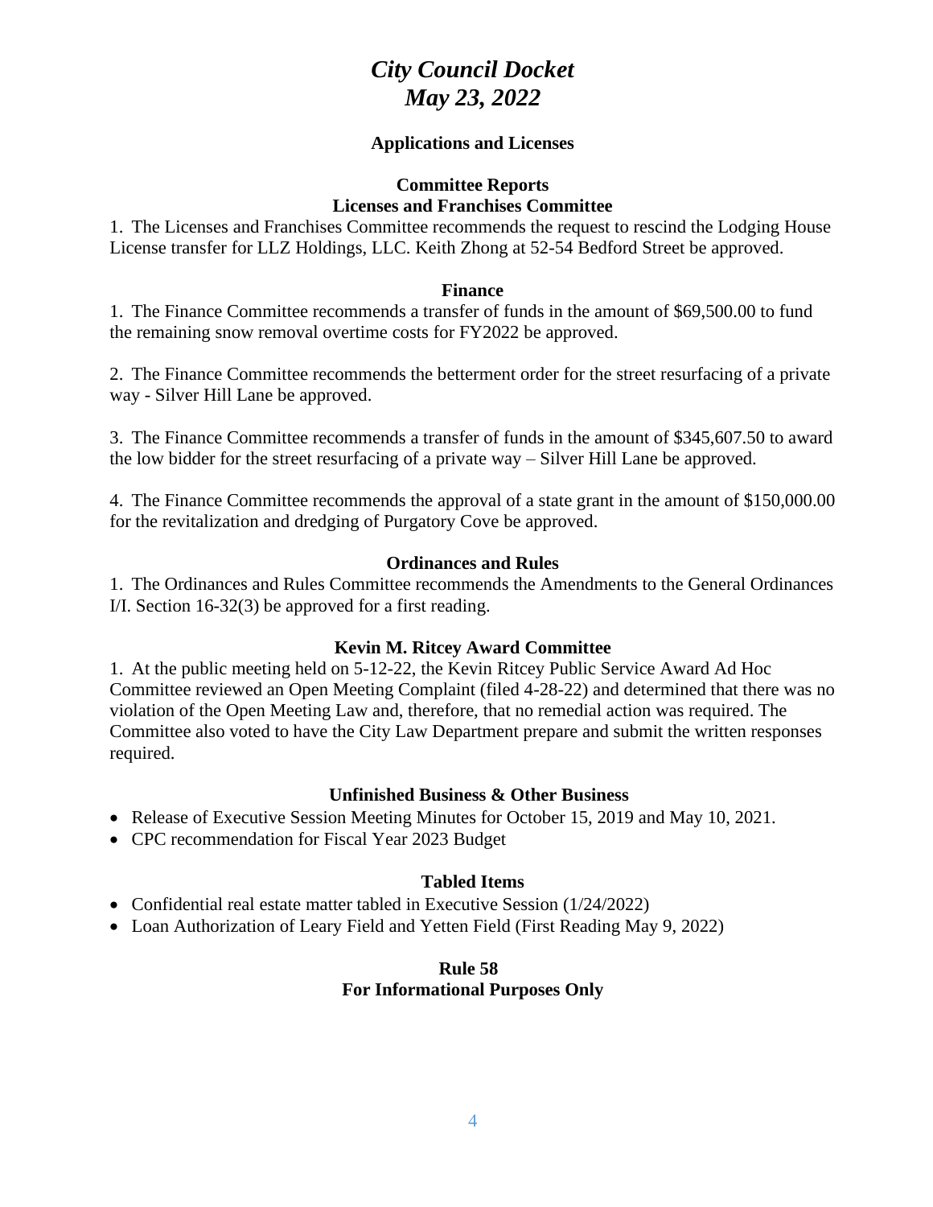# *City Council Docket*
# *May 23, 2022*

### Applications and Licenses

### Committee Reports

### Licenses and Franchises Committee

1. The Licenses and Franchises Committee recommends the request to rescind the Lodging House License transfer for LLZ Holdings, LLC. Keith Zhong at 52-54 Bedford Street be approved.

### Finance

1. The Finance Committee recommends a transfer of funds in the amount of $69,500.00 to fund the remaining snow removal overtime costs for FY2022 be approved.

2. The Finance Committee recommends the betterment order for the street resurfacing of a private way - Silver Hill Lane be approved.

3. The Finance Committee recommends a transfer of funds in the amount of $345,607.50 to award the low bidder for the street resurfacing of a private way – Silver Hill Lane be approved.

4. The Finance Committee recommends the approval of a state grant in the amount of $150,000.00 for the revitalization and dredging of Purgatory Cove be approved.

### Ordinances and Rules

1. The Ordinances and Rules Committee recommends the Amendments to the General Ordinances I/I. Section 16-32(3) be approved for a first reading.

### Kevin M. Ritcey Award Committee

1. At the public meeting held on 5-12-22, the Kevin Ritcey Public Service Award Ad Hoc Committee reviewed an Open Meeting Complaint (filed 4-28-22) and determined that there was no violation of the Open Meeting Law and, therefore, that no remedial action was required. The Committee also voted to have the City Law Department prepare and submit the written responses required.

### Unfinished Business & Other Business

- Release of Executive Session Meeting Minutes for October 15, 2019 and May 10, 2021.
- CPC recommendation for Fiscal Year 2023 Budget

### Tabled Items

- Confidential real estate matter tabled in Executive Session (1/24/2022)
- Loan Authorization of Leary Field and Yetten Field (First Reading May 9, 2022)

### Rule 58

### For Informational Purposes Only